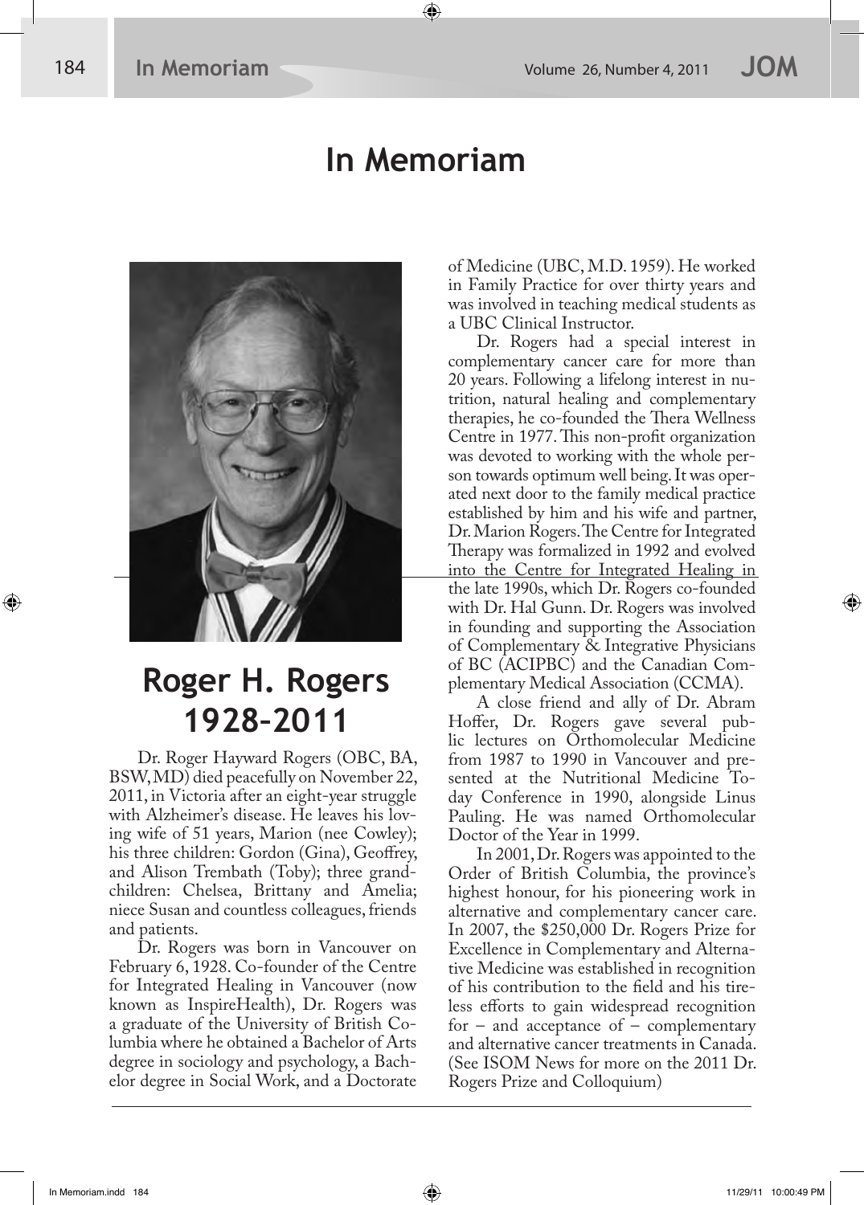# In Memoriam

## Roger H. Rogers 1928–2011

Dr. Roger Hayward Rogers (OBC, BA, BSW, MD) died peacefully on November 22, 2011, in Victoria after an eight-year struggle with Alzheimer's disease. He leaves his loving wife of 51 years, Marion (nee Cowley); his three children: Gordon (Gina), Geoffrey, and Alison Trembath (Toby); three grandchildren: Chelsea, Brittany and Amelia; niece Susan and countless colleagues, friends and patients.

Dr. Rogers was born in Vancouver on February 6, 1928. Co-founder of the Centre for Integrated Healing in Vancouver (now known as InspireHealth), Dr. Rogers was a graduate of the University of British Columbia where he obtained a Bachelor of Arts degree in sociology and psychology, a Bachelor degree in Social Work, and a Doctorate of Medicine (UBC, M.D. 1959). He worked in Family Practice for over thirty years and was involved in teaching medical students as a UBC Clinical Instructor.

Dr. Rogers had a special interest in complementary cancer care for more than 20 years. Following a lifelong interest in nutrition, natural healing and complementary therapies, he co-founded the Thera Wellness Centre in 1977. This non-profit organization was devoted to working with the whole person towards optimum well being. It was operated next door to the family medical practice established by him and his wife and partner, Dr. Marion Rogers. The Centre for Integrated Therapy was formalized in 1992 and evolved into the Centre for Integrated Healing in the late 1990s, which Dr. Rogers co-founded with Dr. Hal Gunn. Dr. Rogers was involved in founding and supporting the Association of Complementary & Integrative Physicians of BC (ACIPBC) and the Canadian Complementary Medical Association (CCMA).

A close friend and ally of Dr. Abram Hoffer, Dr. Rogers gave several public lectures on Orthomolecular Medicine from 1987 to 1990 in Vancouver and presented at the Nutritional Medicine Today Conference in 1990, alongside Linus Pauling. He was named Orthomolecular Doctor of the Year in 1999.

In 2001, Dr. Rogers was appointed to the Order of British Columbia, the province's highest honour, for his pioneering work in alternative and complementary cancer care. In 2007, the $250,000 Dr. Rogers Prize for Excellence in Complementary and Alternative Medicine was established in recognition of his contribution to the field and his tireless efforts to gain widespread recognition for – and acceptance of – complementary and alternative cancer treatments in Canada. (See ISOM News for more on the 2011 Dr. Rogers Prize and Colloquium)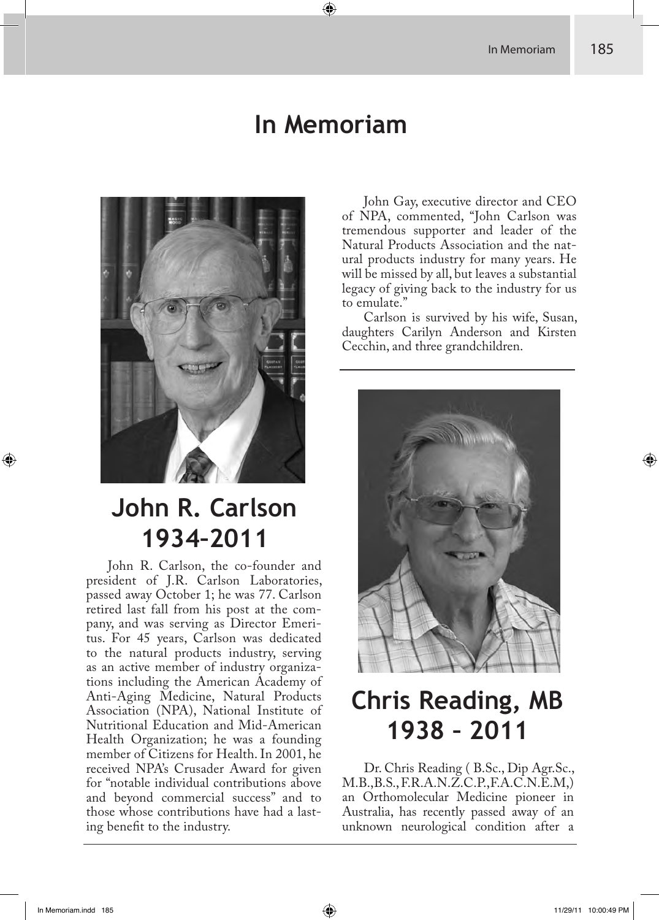# In Memoriam

## John R. Carlson 1934–2011

John R. Carlson, the co-founder and president of J.R. Carlson Laboratories, passed away October 1; he was 77. Carlson retired last fall from his post at the company, and was serving as Director Emeritus. For 45 years, Carlson was dedicated to the natural products industry, serving as an active member of industry organizations including the American Academy of Anti-Aging Medicine, Natural Products Association (NPA), National Institute of Nutritional Education and Mid-American Health Organization; he was a founding member of Citizens for Health. In 2001, he received NPA's Crusader Award for given for "notable individual contributions above and beyond commercial success" and to those whose contributions have had a lasting benefit to the industry.

John Gay, executive director and CEO of NPA, commented, "John Carlson was tremendous supporter and leader of the Natural Products Association and the natural products industry for many years. He will be missed by all, but leaves a substantial legacy of giving back to the industry for us to emulate."

Carlson is survived by his wife, Susan, daughters Carilyn Anderson and Kirsten Cecchin, and three grandchildren.

## Chris Reading, MB 1938 – 2011

Dr. Chris Reading ( B.Sc., Dip Agr.Sc., M.B.,B.S., F.R.A.N.Z.C.P., F.A.C.N.E.M,) an Orthomolecular Medicine pioneer in Australia, has recently passed away of an unknown neurological condition after a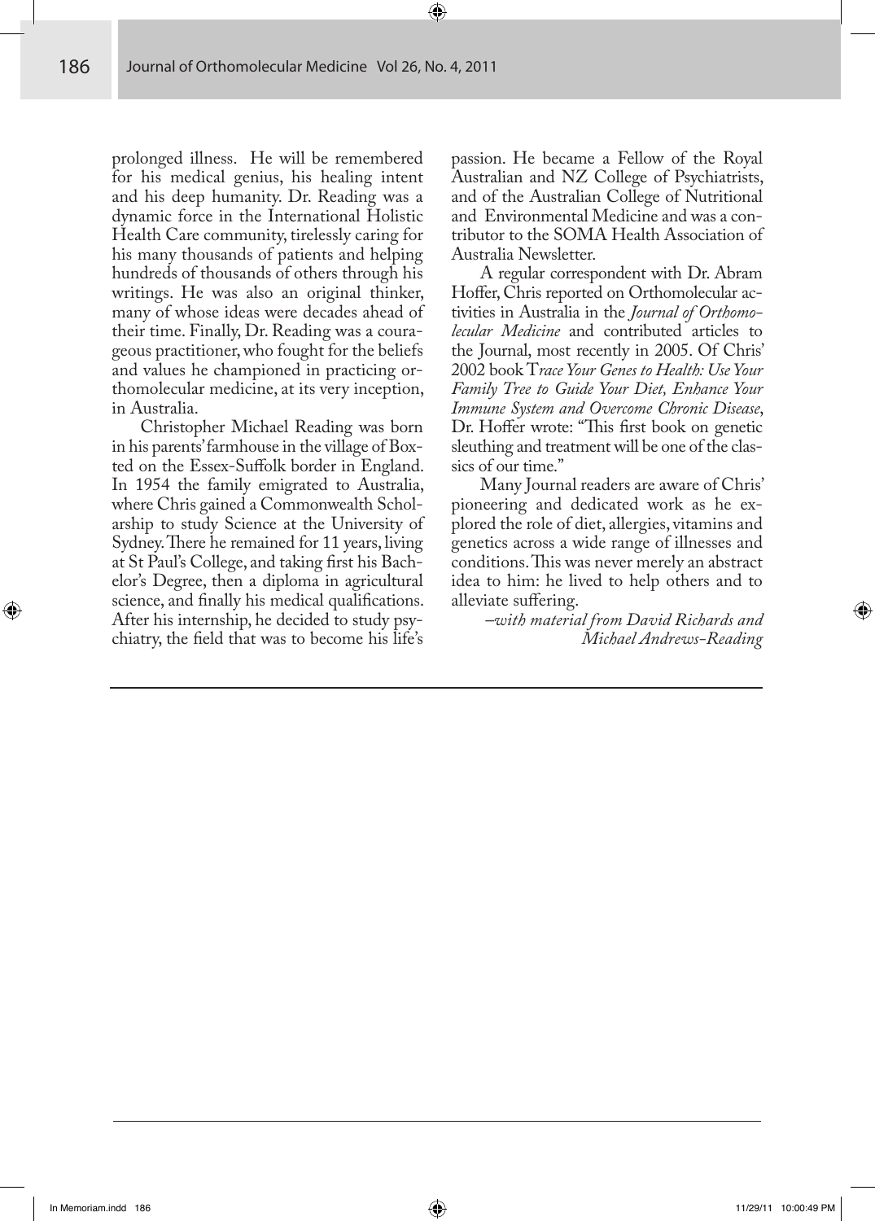prolonged illness. He will be remembered for his medical genius, his healing intent and his deep humanity. Dr. Reading was a dynamic force in the International Holistic Health Care community, tirelessly caring for his many thousands of patients and helping hundreds of thousands of others through his writings. He was also an original thinker, many of whose ideas were decades ahead of their time. Finally, Dr. Reading was a courageous practitioner, who fought for the beliefs and values he championed in practicing orthomolecular medicine, at its very inception, in Australia.

Christopher Michael Reading was born in his parents' farmhouse in the village of Boxted on the Essex-Suffolk border in England. In 1954 the family emigrated to Australia, where Chris gained a Commonwealth Scholarship to study Science at the University of Sydney. There he remained for 11 years, living at St Paul's College, and taking first his Bachelor's Degree, then a diploma in agricultural science, and finally his medical qualifications. After his internship, he decided to study psychiatry, the field that was to become his life's passion. He became a Fellow of the Royal Australian and NZ College of Psychiatrists, and of the Australian College of Nutritional and Environmental Medicine and was a contributor to the SOMA Health Association of Australia Newsletter.

A regular correspondent with Dr. Abram Hoffer, Chris reported on Orthomolecular activities in Australia in the *Journal of Orthomolecular Medicine* and contributed articles to the Journal, most recently in 2005. Of Chris' 2002 book *Trace Your Genes to Health: Use Your Family Tree to Guide Your Diet, Enhance Your Immune System and Overcome Chronic Disease*, Dr. Hoffer wrote: "This first book on genetic sleuthing and treatment will be one of the classics of our time."

Many Journal readers are aware of Chris' pioneering and dedicated work as he explored the role of diet, allergies, vitamins and genetics across a wide range of illnesses and conditions. This was never merely an abstract idea to him: he lived to help others and to alleviate suffering.

*–with material from David Richards and Michael Andrews-Reading*